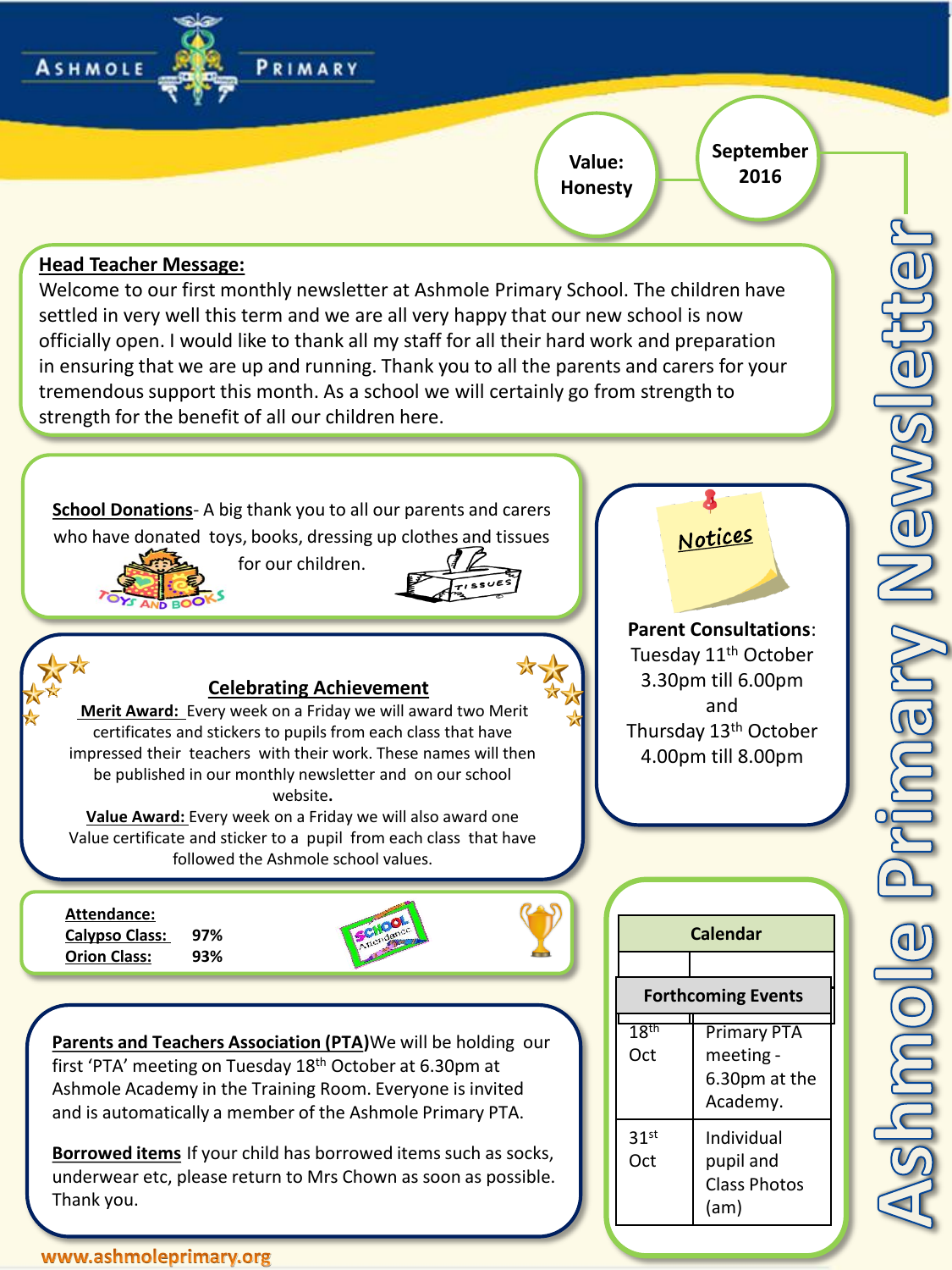# Ashmole Primary Newsletter

**Value: Honesty**

**September 2016**

## Head Teacher Message:

Welcome to our first monthly newsletter at Ashmole Primary School. The children have settled in very well this term and we are all very happy that our new school is now officially open. I would like to thank all my staff for all their hard work and preparation in ensuring that we are up and running. Thank you to all the parents and carers for your tremendous support this month. As a school we will certainly go from strength to strength for the benefit of all our children here.

**School Donations**- A big thank you to all our parents and carers who have donated toys, books, dressing up clothes and tissues for our children.

## Celebrating Achievement

**Merit Award:** Every week on a Friday we will award two Merit certificates and stickers to pupils from each class that have impressed their teachers with their work. These names will then be published in our monthly newsletter and on our school website.

**Value Award:** Every week on a Friday we will also award one Value certificate and sticker to a pupil from each class that have followed the Ashmole school values.

**Attendance:**

**Calypso Class:** 97%

**Orion Class:** 93%

**Parents and Teachers Association (PTA)** We will be holding our first 'PTA' meeting on Tuesday 18th October at 6.30pm at Ashmole Academy in the Training Room. Everyone is invited and is automatically a member of the Ashmole Primary PTA.

**Borrowed items** If your child has borrowed items such as socks, underwear etc, please return to Mrs Chown as soon as possible. Thank you.

## Notices

**Parent Consultations**:
Tuesday 11th October
3.30pm till 6.00pm
and
Thursday 13th October
4.00pm till 8.00pm

## Calendar

| Forthcoming Events | |
|---|---|
| 18th Oct | Primary PTA meeting - 6.30pm at the Academy. |
| 31st Oct | Individual pupil and Class Photos (am) |

www.ashmoleprimary.org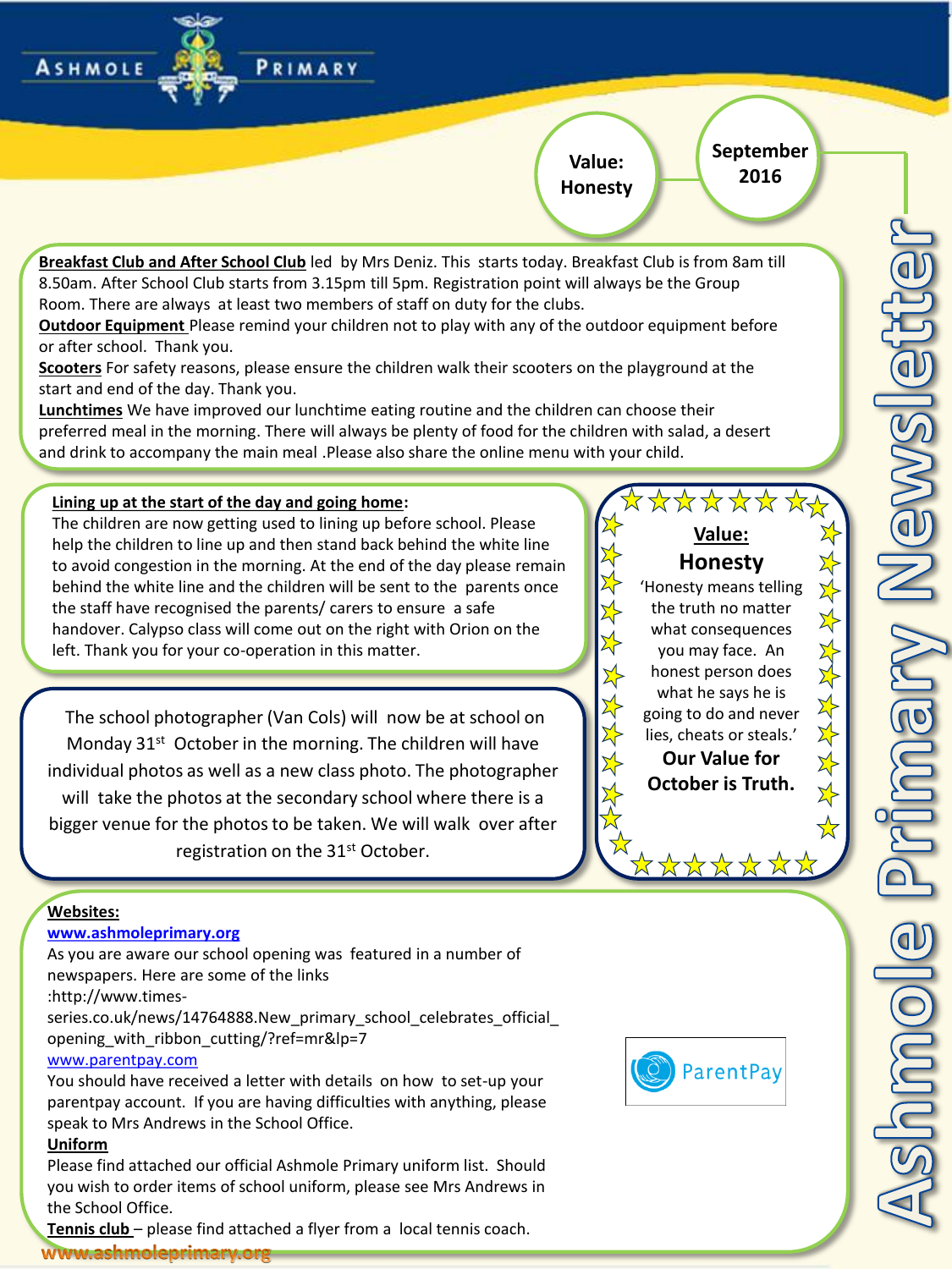# Ashmole Primary Newsletter

**Value: Honesty**

**September 2016**

**Breakfast Club and After School Club** led by Mrs Deniz. This starts today. Breakfast Club is from 8am till 8.50am. After School Club starts from 3.15pm till 5pm. Registration point will always be the Group Room. There are always at least two members of staff on duty for the clubs.

**Outdoor Equipment** Please remind your children not to play with any of the outdoor equipment before or after school. Thank you.

**Scooters** For safety reasons, please ensure the children walk their scooters on the playground at the start and end of the day. Thank you.

**Lunchtimes** We have improved our lunchtime eating routine and the children can choose their preferred meal in the morning. There will always be plenty of food for the children with salad, a desert and drink to accompany the main meal .Please also share the online menu with your child.

**Lining up at the start of the day and going home:**

The children are now getting used to lining up before school. Please help the children to line up and then stand back behind the white line to avoid congestion in the morning. At the end of the day please remain behind the white line and the children will be sent to the parents once the staff have recognised the parents/ carers to ensure a safe handover. Calypso class will come out on the right with Orion on the left. Thank you for your co-operation in this matter.

The school photographer (Van Cols) will now be at school on Monday 31st October in the morning. The children will have individual photos as well as a new class photo. The photographer will take the photos at the secondary school where there is a bigger venue for the photos to be taken. We will walk over after registration on the 31st October.

**Value:**

**Honesty**

'Honesty means telling the truth no matter what consequences you may face. An honest person does what he says he is going to do and never lies, cheats or steals.'

**Our Value for October is Truth.**

**Websites:**

www.ashmoleprimary.org

As you are aware our school opening was featured in a number of newspapers. Here are some of the links :http://www.times-series.co.uk/news/14764888.New_primary_school_celebrates_official_opening_with_ribbon_cutting/?ref=mr&lp=7

www.parentpay.com

You should have received a letter with details on how to set-up your parentpay account. If you are having difficulties with anything, please speak to Mrs Andrews in the School Office.

ParentPay

**Uniform**

Please find attached our official Ashmole Primary uniform list. Should you wish to order items of school uniform, please see Mrs Andrews in the School Office.

**Tennis club** – please find attached a flyer from a local tennis coach.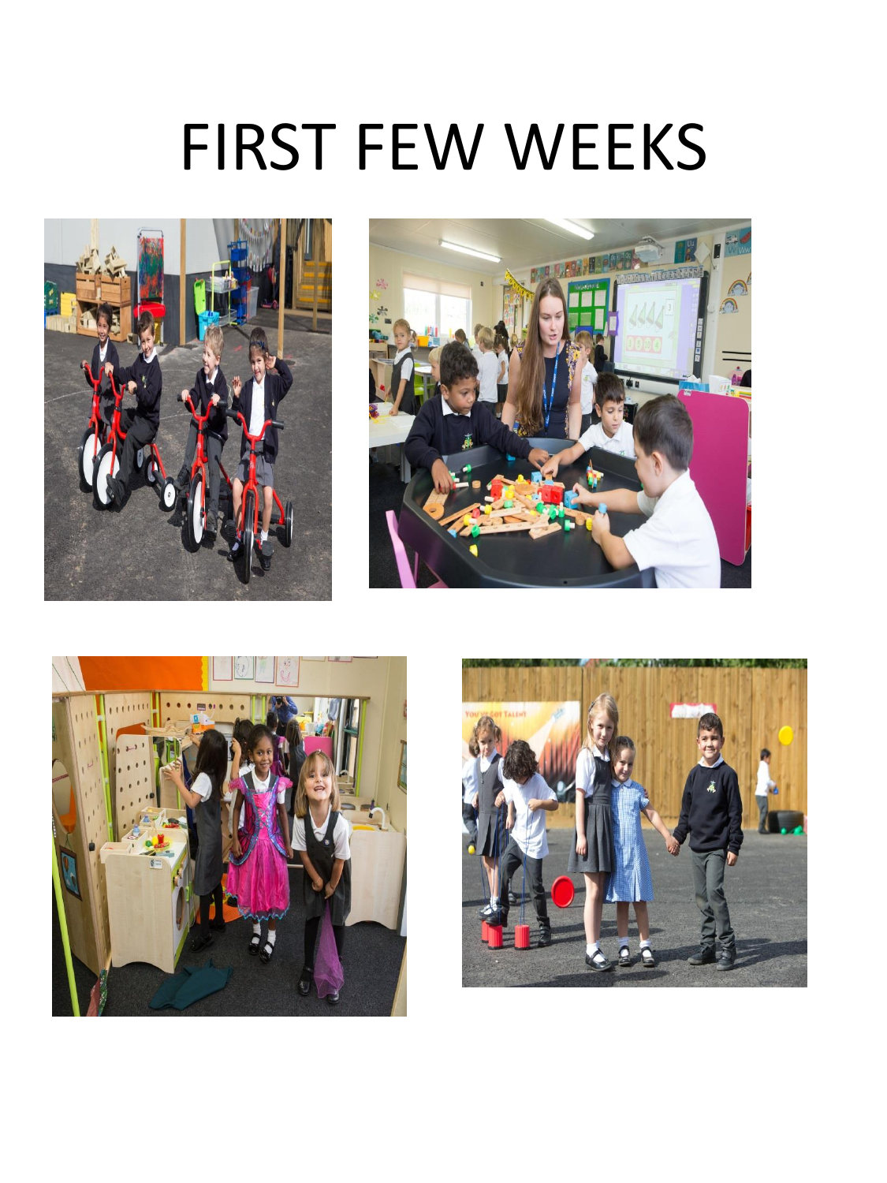# FIRST FEW WEEKS